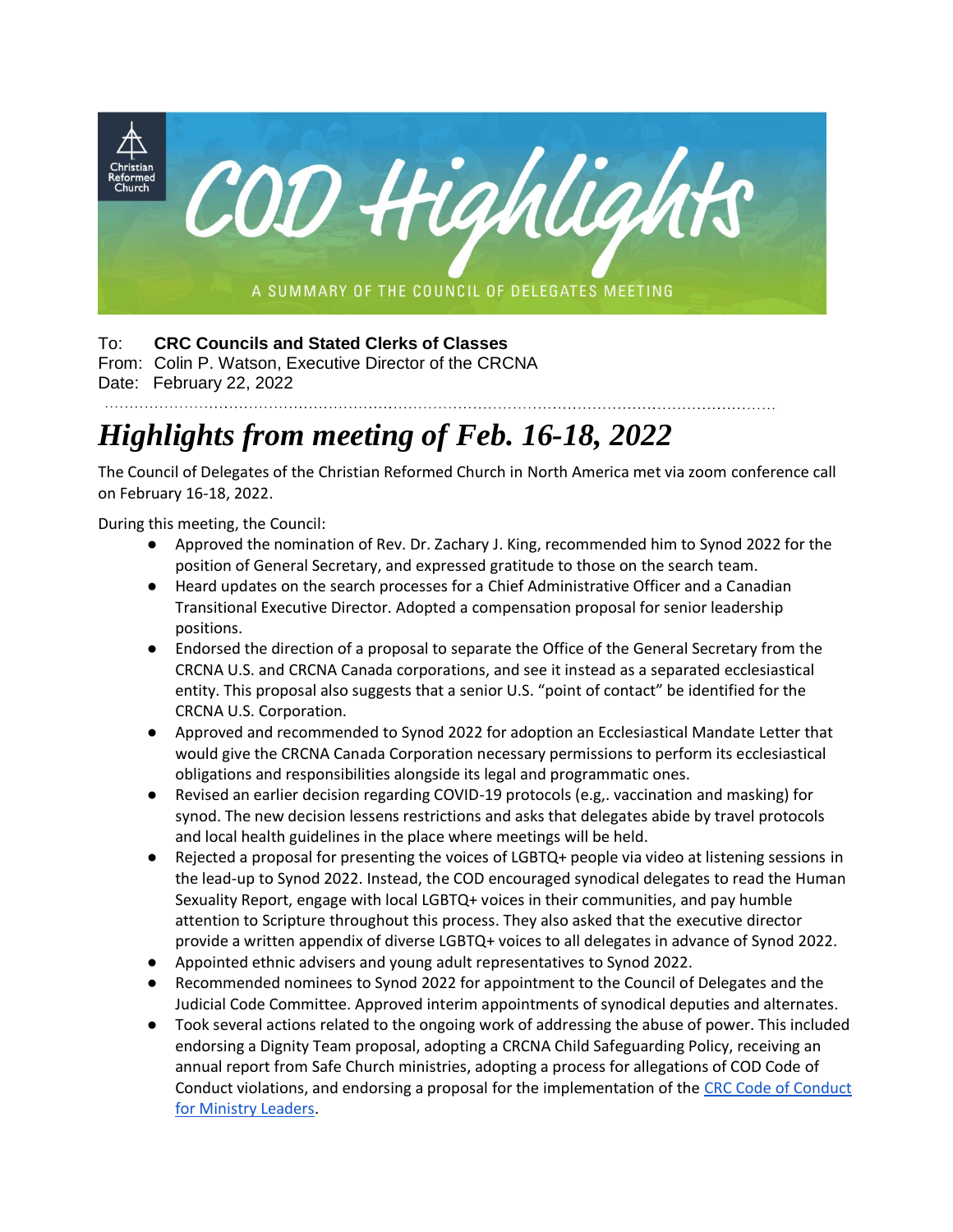# COD Highlights

A SUMMARY OF THE COUNCIL OF DELEGATES MEETING

To: **CRC Councils and Stated Clerks of Classes**
From: Colin P. Watson, Executive Director of the CRCNA
Date: February 22, 2022

## *Highlights from meeting of Feb. 16-18, 2022*

The Council of Delegates of the Christian Reformed Church in North America met via zoom conference call on February 16-18, 2022.

During this meeting, the Council:

- Approved the nomination of Rev. Dr. Zachary J. King, recommended him to Synod 2022 for the position of General Secretary, and expressed gratitude to those on the search team.
- Heard updates on the search processes for a Chief Administrative Officer and a Canadian Transitional Executive Director. Adopted a compensation proposal for senior leadership positions.
- Endorsed the direction of a proposal to separate the Office of the General Secretary from the CRCNA U.S. and CRCNA Canada corporations, and see it instead as a separated ecclesiastical entity. This proposal also suggests that a senior U.S. "point of contact" be identified for the CRCNA U.S. Corporation.
- Approved and recommended to Synod 2022 for adoption an Ecclesiastical Mandate Letter that would give the CRCNA Canada Corporation necessary permissions to perform its ecclesiastical obligations and responsibilities alongside its legal and programmatic ones.
- Revised an earlier decision regarding COVID-19 protocols (e.g,. vaccination and masking) for synod. The new decision lessens restrictions and asks that delegates abide by travel protocols and local health guidelines in the place where meetings will be held.
- Rejected a proposal for presenting the voices of LGBTQ+ people via video at listening sessions in the lead-up to Synod 2022. Instead, the COD encouraged synodical delegates to read the Human Sexuality Report, engage with local LGBTQ+ voices in their communities, and pay humble attention to Scripture throughout this process. They also asked that the executive director provide a written appendix of diverse LGBTQ+ voices to all delegates in advance of Synod 2022.
- Appointed ethnic advisers and young adult representatives to Synod 2022.
- Recommended nominees to Synod 2022 for appointment to the Council of Delegates and the Judicial Code Committee. Approved interim appointments of synodical deputies and alternates.
- Took several actions related to the ongoing work of addressing the abuse of power. This included endorsing a Dignity Team proposal, adopting a CRCNA Child Safeguarding Policy, receiving an annual report from Safe Church ministries, adopting a process for allegations of COD Code of Conduct violations, and endorsing a proposal for the implementation of the CRC Code of Conduct for Ministry Leaders.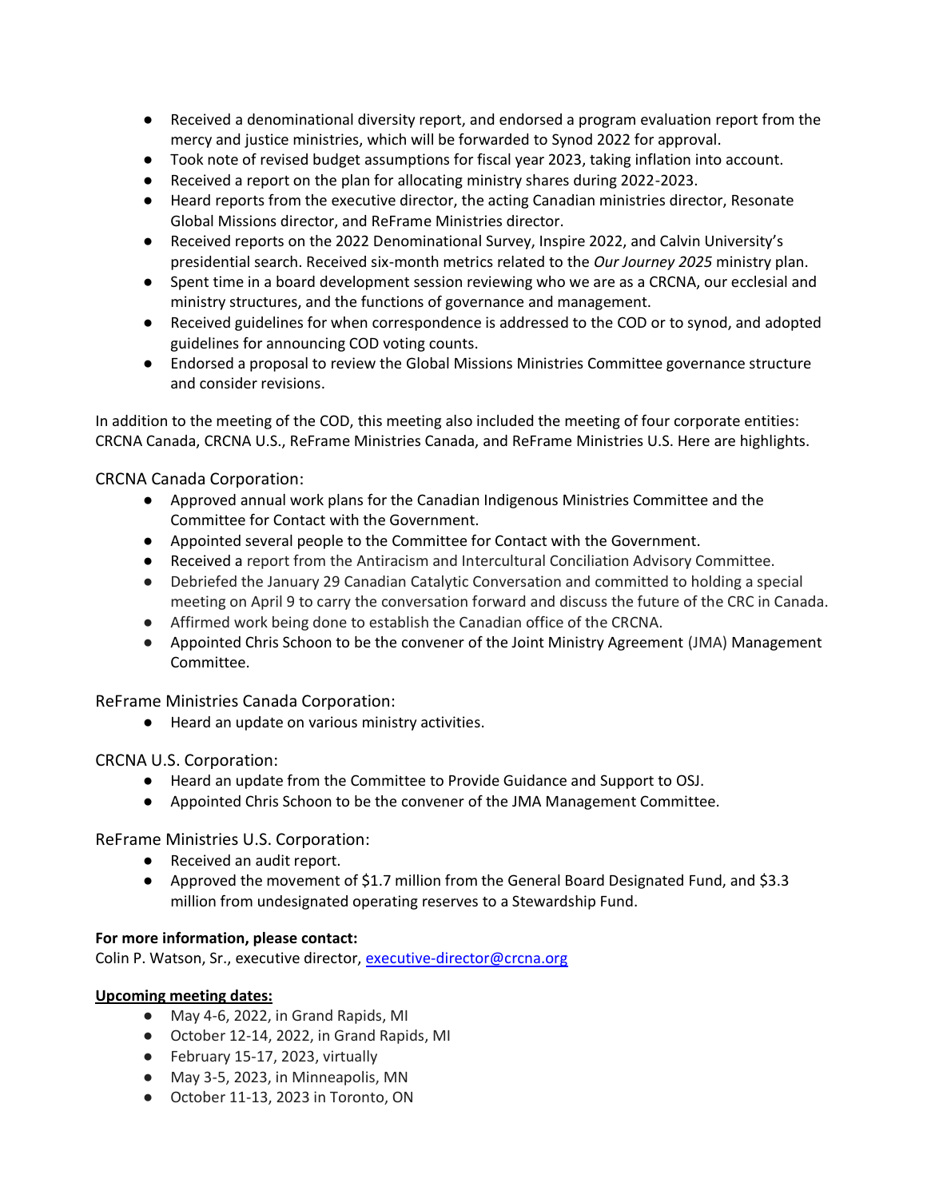- Received a denominational diversity report, and endorsed a program evaluation report from the mercy and justice ministries, which will be forwarded to Synod 2022 for approval.
- Took note of revised budget assumptions for fiscal year 2023, taking inflation into account.
- Received a report on the plan for allocating ministry shares during 2022-2023.
- Heard reports from the executive director, the acting Canadian ministries director, Resonate Global Missions director, and ReFrame Ministries director.
- Received reports on the 2022 Denominational Survey, Inspire 2022, and Calvin University's presidential search. Received six-month metrics related to the *Our Journey 2025* ministry plan.
- Spent time in a board development session reviewing who we are as a CRCNA, our ecclesial and ministry structures, and the functions of governance and management.
- Received guidelines for when correspondence is addressed to the COD or to synod, and adopted guidelines for announcing COD voting counts.
- Endorsed a proposal to review the Global Missions Ministries Committee governance structure and consider revisions.

In addition to the meeting of the COD, this meeting also included the meeting of four corporate entities: CRCNA Canada, CRCNA U.S., ReFrame Ministries Canada, and ReFrame Ministries U.S. Here are highlights.

CRCNA Canada Corporation:

- Approved annual work plans for the Canadian Indigenous Ministries Committee and the Committee for Contact with the Government.
- Appointed several people to the Committee for Contact with the Government.
- Received a report from the Antiracism and Intercultural Conciliation Advisory Committee.
- Debriefed the January 29 Canadian Catalytic Conversation and committed to holding a special meeting on April 9 to carry the conversation forward and discuss the future of the CRC in Canada.
- Affirmed work being done to establish the Canadian office of the CRCNA.
- Appointed Chris Schoon to be the convener of the Joint Ministry Agreement (JMA) Management Committee.

ReFrame Ministries Canada Corporation:

- Heard an update on various ministry activities.

CRCNA U.S. Corporation:

- Heard an update from the Committee to Provide Guidance and Support to OSJ.
- Appointed Chris Schoon to be the convener of the JMA Management Committee.

ReFrame Ministries U.S. Corporation:

- Received an audit report.
- Approved the movement of $1.7 million from the General Board Designated Fund, and $3.3 million from undesignated operating reserves to a Stewardship Fund.

**For more information, please contact:**
Colin P. Watson, Sr., executive director, executive-director@crcna.org

**Upcoming meeting dates:**

- May 4-6, 2022, in Grand Rapids, MI
- October 12-14, 2022, in Grand Rapids, MI
- February 15-17, 2023, virtually
- May 3-5, 2023, in Minneapolis, MN
- October 11-13, 2023 in Toronto, ON